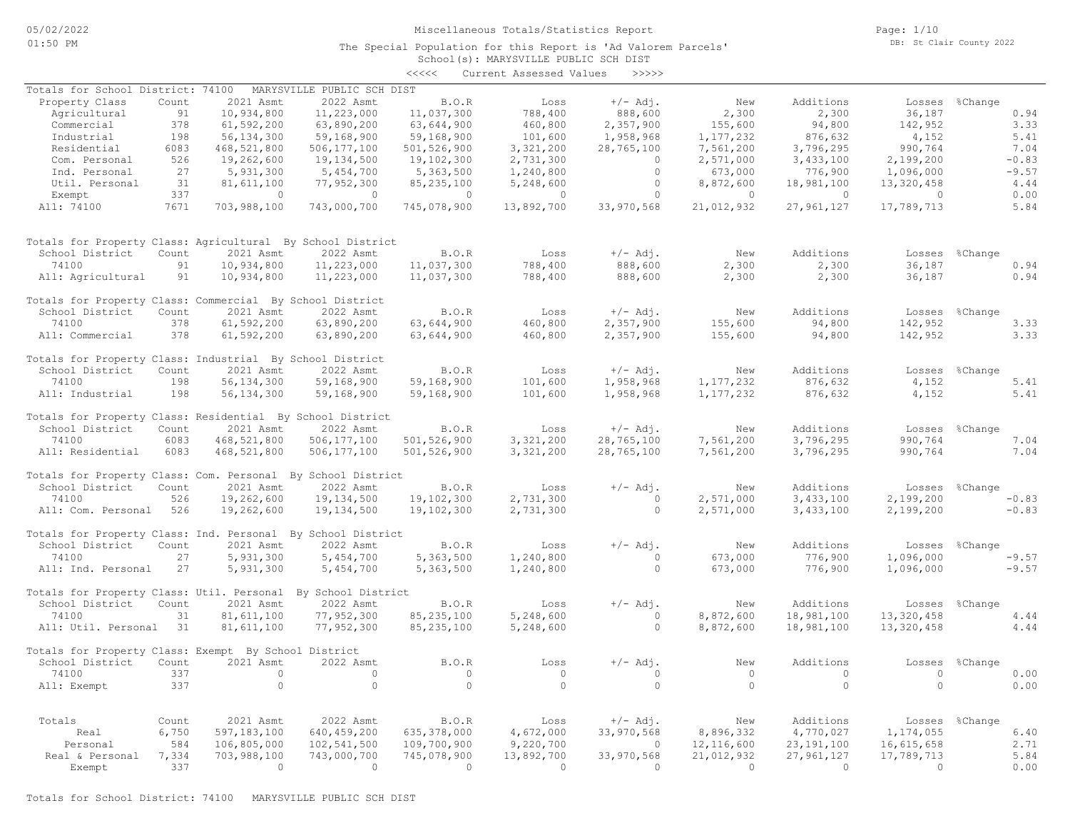Miscellaneous Totals/Statistics Report

The Special Population for this Report is 'Ad Valorem Parcels'

School(s): MARYSVILLE PUBLIC SCH DIST

<<<<< Current Assessed Values >>>>>

Totals for School District: 74100 MARYSVILLE PUBLIC SCH DIST

| Property Class | Count | 2021 Asmt | 2022 Asmt | B.O.R | Loss | +/- Adj. | New | Additions | Losses | %Change |
|---|---|---|---|---|---|---|---|---|---|---|
| Agricultural | 91 | 10,934,800 | 11,223,000 | 11,037,300 | 788,400 | 888,600 | 2,300 | 2,300 | 36,187 | 0.94 |
| Commercial | 378 | 61,592,200 | 63,890,200 | 63,644,900 | 460,800 | 2,357,900 | 155,600 | 94,800 | 142,952 | 3.33 |
| Industrial | 198 | 56,134,300 | 59,168,900 | 59,168,900 | 101,600 | 1,958,968 | 1,177,232 | 876,632 | 4,152 | 5.41 |
| Residential | 6083 | 468,521,800 | 506,177,100 | 501,526,900 | 3,321,200 | 28,765,100 | 7,561,200 | 3,796,295 | 990,764 | 7.04 |
| Com. Personal | 526 | 19,262,600 | 19,134,500 | 19,102,300 | 2,731,300 | 0 | 2,571,000 | 3,433,100 | 2,199,200 | -0.83 |
| Ind. Personal | 27 | 5,931,300 | 5,454,700 | 5,363,500 | 1,240,800 | 0 | 673,000 | 776,900 | 1,096,000 | -9.57 |
| Util. Personal | 31 | 81,611,100 | 77,952,300 | 85,235,100 | 5,248,600 | 0 | 8,872,600 | 18,981,100 | 13,320,458 | 4.44 |
| Exempt | 337 | 0 | 0 | 0 | 0 | 0 | 0 | 0 | 0 | 0.00 |
| All: 74100 | 7671 | 703,988,100 | 743,000,700 | 745,078,900 | 13,892,700 | 33,970,568 | 21,012,932 | 27,961,127 | 17,789,713 | 5.84 |

Totals for Property Class: Agricultural By School District

| School District | Count | 2021 Asmt | 2022 Asmt | B.O.R | Loss | +/- Adj. | New | Additions | Losses | %Change |
|---|---|---|---|---|---|---|---|---|---|---|
| 74100 | 91 | 10,934,800 | 11,223,000 | 11,037,300 | 788,400 | 888,600 | 2,300 | 2,300 | 36,187 | 0.94 |
| All: Agricultural | 91 | 10,934,800 | 11,223,000 | 11,037,300 | 788,400 | 888,600 | 2,300 | 2,300 | 36,187 | 0.94 |

Totals for Property Class: Commercial By School District

| School District | Count | 2021 Asmt | 2022 Asmt | B.O.R | Loss | +/- Adj. | New | Additions | Losses | %Change |
|---|---|---|---|---|---|---|---|---|---|---|
| 74100 | 378 | 61,592,200 | 63,890,200 | 63,644,900 | 460,800 | 2,357,900 | 155,600 | 94,800 | 142,952 | 3.33 |
| All: Commercial | 378 | 61,592,200 | 63,890,200 | 63,644,900 | 460,800 | 2,357,900 | 155,600 | 94,800 | 142,952 | 3.33 |

Totals for Property Class: Industrial By School District

| School District | Count | 2021 Asmt | 2022 Asmt | B.O.R | Loss | +/- Adj. | New | Additions | Losses | %Change |
|---|---|---|---|---|---|---|---|---|---|---|
| 74100 | 198 | 56,134,300 | 59,168,900 | 59,168,900 | 101,600 | 1,958,968 | 1,177,232 | 876,632 | 4,152 | 5.41 |
| All: Industrial | 198 | 56,134,300 | 59,168,900 | 59,168,900 | 101,600 | 1,958,968 | 1,177,232 | 876,632 | 4,152 | 5.41 |

Totals for Property Class: Residential By School District

| School District | Count | 2021 Asmt | 2022 Asmt | B.O.R | Loss | +/- Adj. | New | Additions | Losses | %Change |
|---|---|---|---|---|---|---|---|---|---|---|
| 74100 | 6083 | 468,521,800 | 506,177,100 | 501,526,900 | 3,321,200 | 28,765,100 | 7,561,200 | 3,796,295 | 990,764 | 7.04 |
| All: Residential | 6083 | 468,521,800 | 506,177,100 | 501,526,900 | 3,321,200 | 28,765,100 | 7,561,200 | 3,796,295 | 990,764 | 7.04 |

Totals for Property Class: Com. Personal By School District

| School District | Count | 2021 Asmt | 2022 Asmt | B.O.R | Loss | +/- Adj. | New | Additions | Losses | %Change |
|---|---|---|---|---|---|---|---|---|---|---|
| 74100 | 526 | 19,262,600 | 19,134,500 | 19,102,300 | 2,731,300 | 0 | 2,571,000 | 3,433,100 | 2,199,200 | -0.83 |
| All: Com. Personal | 526 | 19,262,600 | 19,134,500 | 19,102,300 | 2,731,300 | 0 | 2,571,000 | 3,433,100 | 2,199,200 | -0.83 |

Totals for Property Class: Ind. Personal By School District

| School District | Count | 2021 Asmt | 2022 Asmt | B.O.R | Loss | +/- Adj. | New | Additions | Losses | %Change |
|---|---|---|---|---|---|---|---|---|---|---|
| 74100 | 27 | 5,931,300 | 5,454,700 | 5,363,500 | 1,240,800 | 0 | 673,000 | 776,900 | 1,096,000 | -9.57 |
| All: Ind. Personal | 27 | 5,931,300 | 5,454,700 | 5,363,500 | 1,240,800 | 0 | 673,000 | 776,900 | 1,096,000 | -9.57 |

Totals for Property Class: Util. Personal By School District

| School District | Count | 2021 Asmt | 2022 Asmt | B.O.R | Loss | +/- Adj. | New | Additions | Losses | %Change |
|---|---|---|---|---|---|---|---|---|---|---|
| 74100 | 31 | 81,611,100 | 77,952,300 | 85,235,100 | 5,248,600 | 0 | 8,872,600 | 18,981,100 | 13,320,458 | 4.44 |
| All: Util. Personal | 31 | 81,611,100 | 77,952,300 | 85,235,100 | 5,248,600 | 0 | 8,872,600 | 18,981,100 | 13,320,458 | 4.44 |

Totals for Property Class: Exempt By School District

| School District | Count | 2021 Asmt | 2022 Asmt | B.O.R | Loss | +/- Adj. | New | Additions | Losses | %Change |
|---|---|---|---|---|---|---|---|---|---|---|
| 74100 | 337 | 0 | 0 | 0 | 0 | 0 | 0 | 0 | 0 | 0.00 |
| All: Exempt | 337 | 0 | 0 | 0 | 0 | 0 | 0 | 0 | 0 | 0.00 |

| Totals | Count | 2021 Asmt | 2022 Asmt | B.O.R | Loss | +/- Adj. | New | Additions | Losses | %Change |
|---|---|---|---|---|---|---|---|---|---|---|
| Real | 6,750 | 597,183,100 | 640,459,200 | 635,378,000 | 4,672,000 | 33,970,568 | 8,896,332 | 4,770,027 | 1,174,055 | 6.40 |
| Personal | 584 | 106,805,000 | 102,541,500 | 109,700,900 | 9,220,700 | 0 | 12,116,600 | 23,191,100 | 16,615,658 | 2.71 |
| Real & Personal | 7,334 | 703,988,100 | 743,000,700 | 745,078,900 | 13,892,700 | 33,970,568 | 21,012,932 | 27,961,127 | 17,789,713 | 5.84 |
| Exempt | 337 | 0 | 0 | 0 | 0 | 0 | 0 | 0 | 0 | 0.00 |

Totals for School District: 74100 MARYSVILLE PUBLIC SCH DIST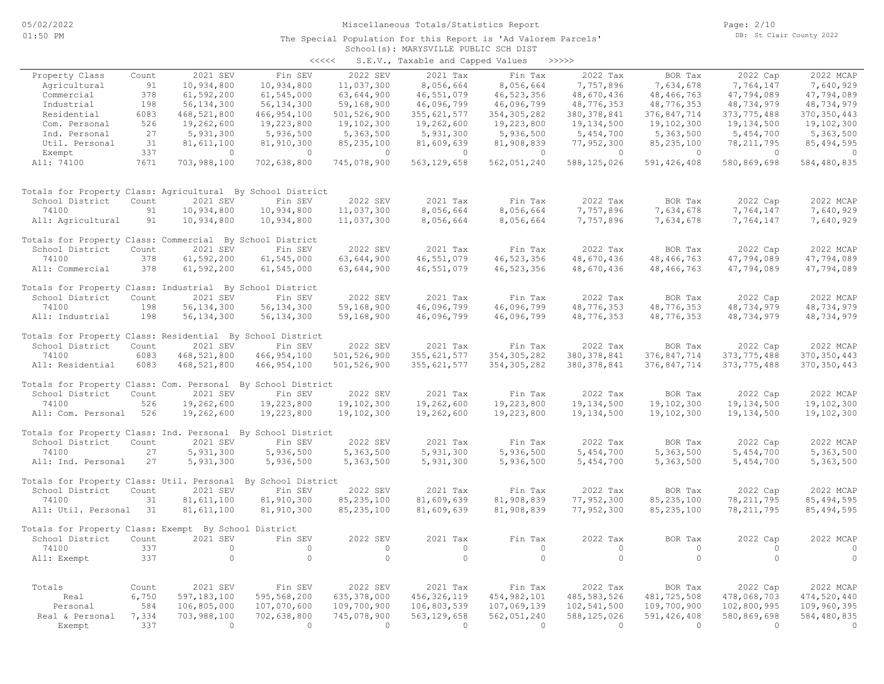# Miscellaneous Totals/Statistics Report

The Special Population for this Report is 'Ad Valorem Parcels'

School(s): MARYSVILLE PUBLIC SCH DIST

<<<<< S.E.V., Taxable and Capped Values >>>>>

| Property Class | Count | 2021 SEV | Fin SEV | 2022 SEV | 2021 Tax | Fin Tax | 2022 Tax | BOR Tax | 2022 Cap | 2022 MCAP |
|---|---|---|---|---|---|---|---|---|---|---|
| Agricultural | 91 | 10,934,800 | 10,934,800 | 11,037,300 | 8,056,664 | 8,056,664 | 7,757,896 | 7,634,678 | 7,764,147 | 7,640,929 |
| Commercial | 378 | 61,592,200 | 61,545,000 | 63,644,900 | 46,551,079 | 46,523,356 | 48,670,436 | 48,466,763 | 47,794,089 | 47,794,089 |
| Industrial | 198 | 56,134,300 | 56,134,300 | 59,168,900 | 46,096,799 | 46,096,799 | 48,776,353 | 48,776,353 | 48,734,979 | 48,734,979 |
| Residential | 6083 | 468,521,800 | 466,954,100 | 501,526,900 | 355,621,577 | 354,305,282 | 380,378,841 | 376,847,714 | 373,775,488 | 370,350,443 |
| Com. Personal | 526 | 19,262,600 | 19,223,800 | 19,102,300 | 19,262,600 | 19,223,800 | 19,134,500 | 19,102,300 | 19,134,500 | 19,102,300 |
| Ind. Personal | 27 | 5,931,300 | 5,936,500 | 5,363,500 | 5,931,300 | 5,936,500 | 5,454,700 | 5,363,500 | 5,454,700 | 5,363,500 |
| Util. Personal | 31 | 81,611,100 | 81,910,300 | 85,235,100 | 81,609,639 | 81,908,839 | 77,952,300 | 85,235,100 | 78,211,795 | 85,494,595 |
| Exempt | 337 | 0 | 0 | 0 | 0 | 0 | 0 | 0 | 0 | 0 |
| All: 74100 | 7671 | 703,988,100 | 702,638,800 | 745,078,900 | 563,129,658 | 562,051,240 | 588,125,026 | 591,426,408 | 580,869,698 | 584,480,835 |

Totals for Property Class: Agricultural By School District

| School District | Count | 2021 SEV | Fin SEV | 2022 SEV | 2021 Tax | Fin Tax | 2022 Tax | BOR Tax | 2022 Cap | 2022 MCAP |
|---|---|---|---|---|---|---|---|---|---|---|
| 74100 | 91 | 10,934,800 | 10,934,800 | 11,037,300 | 8,056,664 | 8,056,664 | 7,757,896 | 7,634,678 | 7,764,147 | 7,640,929 |
| All: Agricultural | 91 | 10,934,800 | 10,934,800 | 11,037,300 | 8,056,664 | 8,056,664 | 7,757,896 | 7,634,678 | 7,764,147 | 7,640,929 |

Totals for Property Class: Commercial By School District

| School District | Count | 2021 SEV | Fin SEV | 2022 SEV | 2021 Tax | Fin Tax | 2022 Tax | BOR Tax | 2022 Cap | 2022 MCAP |
|---|---|---|---|---|---|---|---|---|---|---|
| 74100 | 378 | 61,592,200 | 61,545,000 | 63,644,900 | 46,551,079 | 46,523,356 | 48,670,436 | 48,466,763 | 47,794,089 | 47,794,089 |
| All: Commercial | 378 | 61,592,200 | 61,545,000 | 63,644,900 | 46,551,079 | 46,523,356 | 48,670,436 | 48,466,763 | 47,794,089 | 47,794,089 |

Totals for Property Class: Industrial By School District

| School District | Count | 2021 SEV | Fin SEV | 2022 SEV | 2021 Tax | Fin Tax | 2022 Tax | BOR Tax | 2022 Cap | 2022 MCAP |
|---|---|---|---|---|---|---|---|---|---|---|
| 74100 | 198 | 56,134,300 | 56,134,300 | 59,168,900 | 46,096,799 | 46,096,799 | 48,776,353 | 48,776,353 | 48,734,979 | 48,734,979 |
| All: Industrial | 198 | 56,134,300 | 56,134,300 | 59,168,900 | 46,096,799 | 46,096,799 | 48,776,353 | 48,776,353 | 48,734,979 | 48,734,979 |

Totals for Property Class: Residential By School District

| School District | Count | 2021 SEV | Fin SEV | 2022 SEV | 2021 Tax | Fin Tax | 2022 Tax | BOR Tax | 2022 Cap | 2022 MCAP |
|---|---|---|---|---|---|---|---|---|---|---|
| 74100 | 6083 | 468,521,800 | 466,954,100 | 501,526,900 | 355,621,577 | 354,305,282 | 380,378,841 | 376,847,714 | 373,775,488 | 370,350,443 |
| All: Residential | 6083 | 468,521,800 | 466,954,100 | 501,526,900 | 355,621,577 | 354,305,282 | 380,378,841 | 376,847,714 | 373,775,488 | 370,350,443 |

Totals for Property Class: Com. Personal By School District

| School District | Count | 2021 SEV | Fin SEV | 2022 SEV | 2021 Tax | Fin Tax | 2022 Tax | BOR Tax | 2022 Cap | 2022 MCAP |
|---|---|---|---|---|---|---|---|---|---|---|
| 74100 | 526 | 19,262,600 | 19,223,800 | 19,102,300 | 19,262,600 | 19,223,800 | 19,134,500 | 19,102,300 | 19,134,500 | 19,102,300 |
| All: Com. Personal | 526 | 19,262,600 | 19,223,800 | 19,102,300 | 19,262,600 | 19,223,800 | 19,134,500 | 19,102,300 | 19,134,500 | 19,102,300 |

Totals for Property Class: Ind. Personal By School District

| School District | Count | 2021 SEV | Fin SEV | 2022 SEV | 2021 Tax | Fin Tax | 2022 Tax | BOR Tax | 2022 Cap | 2022 MCAP |
|---|---|---|---|---|---|---|---|---|---|---|
| 74100 | 27 | 5,931,300 | 5,936,500 | 5,363,500 | 5,931,300 | 5,936,500 | 5,454,700 | 5,363,500 | 5,454,700 | 5,363,500 |
| All: Ind. Personal | 27 | 5,931,300 | 5,936,500 | 5,363,500 | 5,931,300 | 5,936,500 | 5,454,700 | 5,363,500 | 5,454,700 | 5,363,500 |

Totals for Property Class: Util. Personal By School District

| School District | Count | 2021 SEV | Fin SEV | 2022 SEV | 2021 Tax | Fin Tax | 2022 Tax | BOR Tax | 2022 Cap | 2022 MCAP |
|---|---|---|---|---|---|---|---|---|---|---|
| 74100 | 31 | 81,611,100 | 81,910,300 | 85,235,100 | 81,609,639 | 81,908,839 | 77,952,300 | 85,235,100 | 78,211,795 | 85,494,595 |
| All: Util. Personal | 31 | 81,611,100 | 81,910,300 | 85,235,100 | 81,609,639 | 81,908,839 | 77,952,300 | 85,235,100 | 78,211,795 | 85,494,595 |

Totals for Property Class: Exempt By School District

| School District | Count | 2021 SEV | Fin SEV | 2022 SEV | 2021 Tax | Fin Tax | 2022 Tax | BOR Tax | 2022 Cap | 2022 MCAP |
|---|---|---|---|---|---|---|---|---|---|---|
| 74100 | 337 | 0 | 0 | 0 | 0 | 0 | 0 | 0 | 0 | 0 |
| All: Exempt | 337 | 0 | 0 | 0 | 0 | 0 | 0 | 0 | 0 | 0 |

| Totals | Count | 2021 SEV | Fin SEV | 2022 SEV | 2021 Tax | Fin Tax | 2022 Tax | BOR Tax | 2022 Cap | 2022 MCAP |
|---|---|---|---|---|---|---|---|---|---|---|
| Real | 6,750 | 597,183,100 | 595,568,200 | 635,378,000 | 456,326,119 | 454,982,101 | 485,583,526 | 481,725,508 | 478,068,703 | 474,520,440 |
| Personal | 584 | 106,805,000 | 107,070,600 | 109,700,900 | 106,803,539 | 107,069,139 | 102,541,500 | 109,700,900 | 102,800,995 | 109,960,395 |
| Real & Personal | 7,334 | 703,988,100 | 702,638,800 | 745,078,900 | 563,129,658 | 562,051,240 | 588,125,026 | 591,426,408 | 580,869,698 | 584,480,835 |
| Exempt | 337 | 0 | 0 | 0 | 0 | 0 | 0 | 0 | 0 | 0 |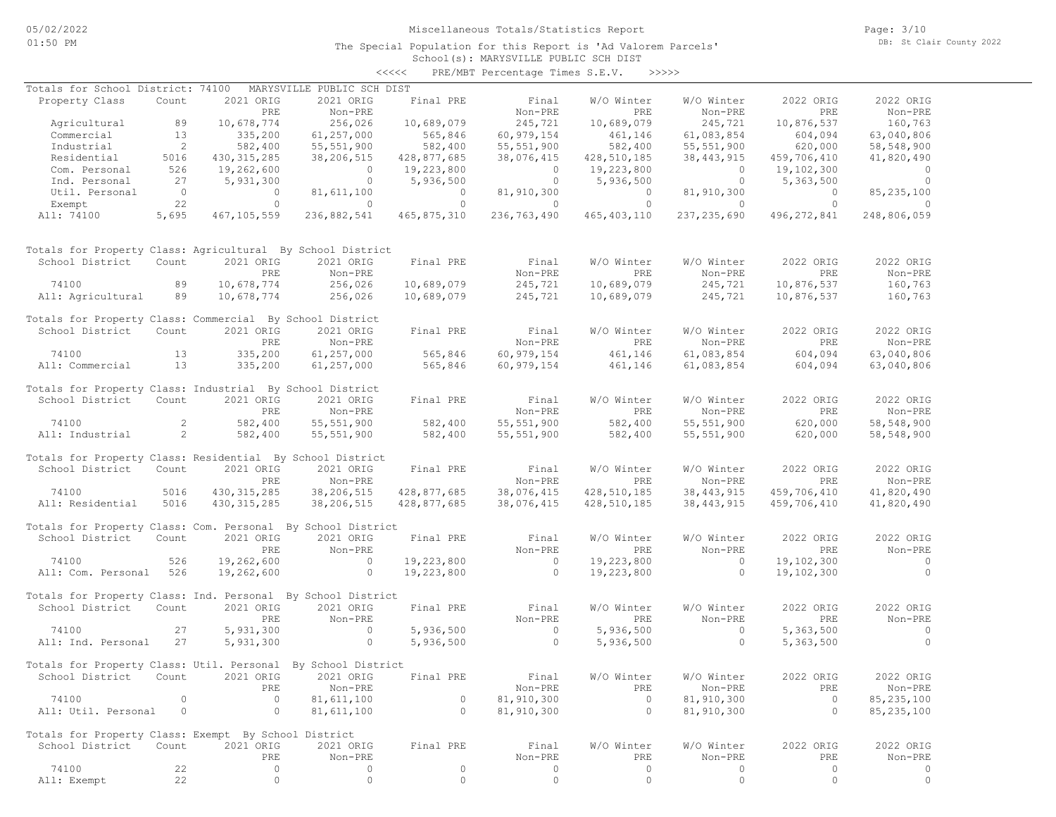Miscellaneous Totals/Statistics Report

The Special Population for this Report is 'Ad Valorem Parcels'

School(s): MARYSVILLE PUBLIC SCH DIST

<<<<< PRE/MBT Percentage Times S.E.V. >>>>>

Totals for School District: 74100 MARYSVILLE PUBLIC SCH DIST

| Property Class | Count | 2021 ORIG PRE | 2021 ORIG Non-PRE | Final PRE | Final Non-PRE | W/O Winter PRE | W/O Winter Non-PRE | 2022 ORIG PRE | 2022 ORIG Non-PRE |
|---|---|---|---|---|---|---|---|---|---|
| Agricultural | 89 | 10,678,774 | 256,026 | 10,689,079 | 245,721 | 10,689,079 | 245,721 | 10,876,537 | 160,763 |
| Commercial | 13 | 335,200 | 61,257,000 | 565,846 | 60,979,154 | 461,146 | 61,083,854 | 604,094 | 63,040,806 |
| Industrial | 2 | 582,400 | 55,551,900 | 582,400 | 55,551,900 | 582,400 | 55,551,900 | 620,000 | 58,548,900 |
| Residential | 5016 | 430,315,285 | 38,206,515 | 428,877,685 | 38,076,415 | 428,510,185 | 38,443,915 | 459,706,410 | 41,820,490 |
| Com. Personal | 526 | 19,262,600 | 0 | 19,223,800 | 0 | 19,223,800 | 0 | 19,102,300 | 0 |
| Ind. Personal | 27 | 5,931,300 | 0 | 5,936,500 | 0 | 5,936,500 | 0 | 5,363,500 | 0 |
| Util. Personal | 0 | 0 | 81,611,100 | 0 | 81,910,300 | 0 | 81,910,300 | 0 | 85,235,100 |
| Exempt | 22 | 0 | 0 | 0 | 0 | 0 | 0 | 0 | 0 |
| All: 74100 | 5,695 | 467,105,559 | 236,882,541 | 465,875,310 | 236,763,490 | 465,403,110 | 237,235,690 | 496,272,841 | 248,806,059 |

Totals for Property Class: Agricultural By School District

| School District | Count | 2021 ORIG PRE | 2021 ORIG Non-PRE | Final PRE | Final Non-PRE | W/O Winter PRE | W/O Winter Non-PRE | 2022 ORIG PRE | 2022 ORIG Non-PRE |
|---|---|---|---|---|---|---|---|---|---|
| 74100 | 89 | 10,678,774 | 256,026 | 10,689,079 | 245,721 | 10,689,079 | 245,721 | 10,876,537 | 160,763 |
| All: Agricultural | 89 | 10,678,774 | 256,026 | 10,689,079 | 245,721 | 10,689,079 | 245,721 | 10,876,537 | 160,763 |

Totals for Property Class: Commercial By School District

| School District | Count | 2021 ORIG PRE | 2021 ORIG Non-PRE | Final PRE | Final Non-PRE | W/O Winter PRE | W/O Winter Non-PRE | 2022 ORIG PRE | 2022 ORIG Non-PRE |
|---|---|---|---|---|---|---|---|---|---|
| 74100 | 13 | 335,200 | 61,257,000 | 565,846 | 60,979,154 | 461,146 | 61,083,854 | 604,094 | 63,040,806 |
| All: Commercial | 13 | 335,200 | 61,257,000 | 565,846 | 60,979,154 | 461,146 | 61,083,854 | 604,094 | 63,040,806 |

Totals for Property Class: Industrial By School District

| School District | Count | 2021 ORIG PRE | 2021 ORIG Non-PRE | Final PRE | Final Non-PRE | W/O Winter PRE | W/O Winter Non-PRE | 2022 ORIG PRE | 2022 ORIG Non-PRE |
|---|---|---|---|---|---|---|---|---|---|
| 74100 | 2 | 582,400 | 55,551,900 | 582,400 | 55,551,900 | 582,400 | 55,551,900 | 620,000 | 58,548,900 |
| All: Industrial | 2 | 582,400 | 55,551,900 | 582,400 | 55,551,900 | 582,400 | 55,551,900 | 620,000 | 58,548,900 |

Totals for Property Class: Residential By School District

| School District | Count | 2021 ORIG PRE | 2021 ORIG Non-PRE | Final PRE | Final Non-PRE | W/O Winter PRE | W/O Winter Non-PRE | 2022 ORIG PRE | 2022 ORIG Non-PRE |
|---|---|---|---|---|---|---|---|---|---|
| 74100 | 5016 | 430,315,285 | 38,206,515 | 428,877,685 | 38,076,415 | 428,510,185 | 38,443,915 | 459,706,410 | 41,820,490 |
| All: Residential | 5016 | 430,315,285 | 38,206,515 | 428,877,685 | 38,076,415 | 428,510,185 | 38,443,915 | 459,706,410 | 41,820,490 |

Totals for Property Class: Com. Personal By School District

| School District | Count | 2021 ORIG PRE | 2021 ORIG Non-PRE | Final PRE | Final Non-PRE | W/O Winter PRE | W/O Winter Non-PRE | 2022 ORIG PRE | 2022 ORIG Non-PRE |
|---|---|---|---|---|---|---|---|---|---|
| 74100 | 526 | 19,262,600 | 0 | 19,223,800 | 0 | 19,223,800 | 0 | 19,102,300 | 0 |
| All: Com. Personal | 526 | 19,262,600 | 0 | 19,223,800 | 0 | 19,223,800 | 0 | 19,102,300 | 0 |

Totals for Property Class: Ind. Personal By School District

| School District | Count | 2021 ORIG PRE | 2021 ORIG Non-PRE | Final PRE | Final Non-PRE | W/O Winter PRE | W/O Winter Non-PRE | 2022 ORIG PRE | 2022 ORIG Non-PRE |
|---|---|---|---|---|---|---|---|---|---|
| 74100 | 27 | 5,931,300 | 0 | 5,936,500 | 0 | 5,936,500 | 0 | 5,363,500 | 0 |
| All: Ind. Personal | 27 | 5,931,300 | 0 | 5,936,500 | 0 | 5,936,500 | 0 | 5,363,500 | 0 |

Totals for Property Class: Util. Personal By School District

| School District | Count | 2021 ORIG PRE | 2021 ORIG Non-PRE | Final PRE | Final Non-PRE | W/O Winter PRE | W/O Winter Non-PRE | 2022 ORIG PRE | 2022 ORIG Non-PRE |
|---|---|---|---|---|---|---|---|---|---|
| 74100 | 0 | 0 | 81,611,100 | 0 | 81,910,300 | 0 | 81,910,300 | 0 | 85,235,100 |
| All: Util. Personal | 0 | 0 | 81,611,100 | 0 | 81,910,300 | 0 | 81,910,300 | 0 | 85,235,100 |

Totals for Property Class: Exempt By School District

| School District | Count | 2021 ORIG PRE | 2021 ORIG Non-PRE | Final PRE | Final Non-PRE | W/O Winter PRE | W/O Winter Non-PRE | 2022 ORIG PRE | 2022 ORIG Non-PRE |
|---|---|---|---|---|---|---|---|---|---|
| 74100 | 22 | 0 | 0 | 0 | 0 | 0 | 0 | 0 | 0 |
| All: Exempt | 22 | 0 | 0 | 0 | 0 | 0 | 0 | 0 | 0 |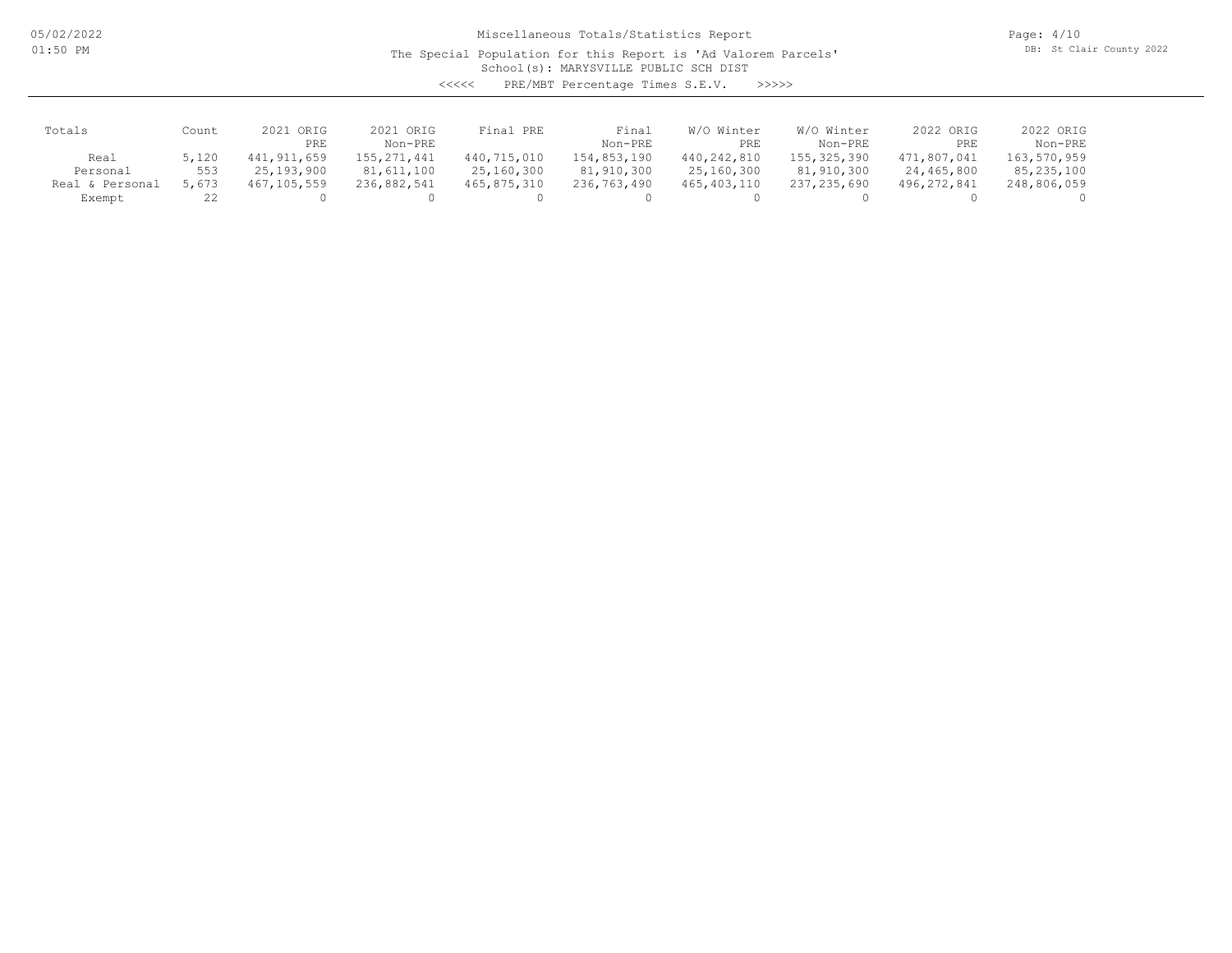Miscellaneous Totals/Statistics Report

The Special Population for this Report is 'Ad Valorem Parcels'

School(s): MARYSVILLE PUBLIC SCH DIST

<<<<< PRE/MBT Percentage Times S.E.V. >>>>>

| Totals | Count | 2021 ORIG PRE | 2021 ORIG Non-PRE | Final PRE | Final Non-PRE | W/O Winter PRE | W/O Winter Non-PRE | 2022 ORIG PRE | 2022 ORIG Non-PRE |
|---|---|---|---|---|---|---|---|---|---|
| Real | 5,120 | 441,911,659 | 155,271,441 | 440,715,010 | 154,853,190 | 440,242,810 | 155,325,390 | 471,807,041 | 163,570,959 |
| Personal | 553 | 25,193,900 | 81,611,100 | 25,160,300 | 81,910,300 | 25,160,300 | 81,910,300 | 24,465,800 | 85,235,100 |
| Real & Personal | 5,673 | 467,105,559 | 236,882,541 | 465,875,310 | 236,763,490 | 465,403,110 | 237,235,690 | 496,272,841 | 248,806,059 |
| Exempt | 22 | 0 | 0 | 0 | 0 | 0 | 0 | 0 | 0 |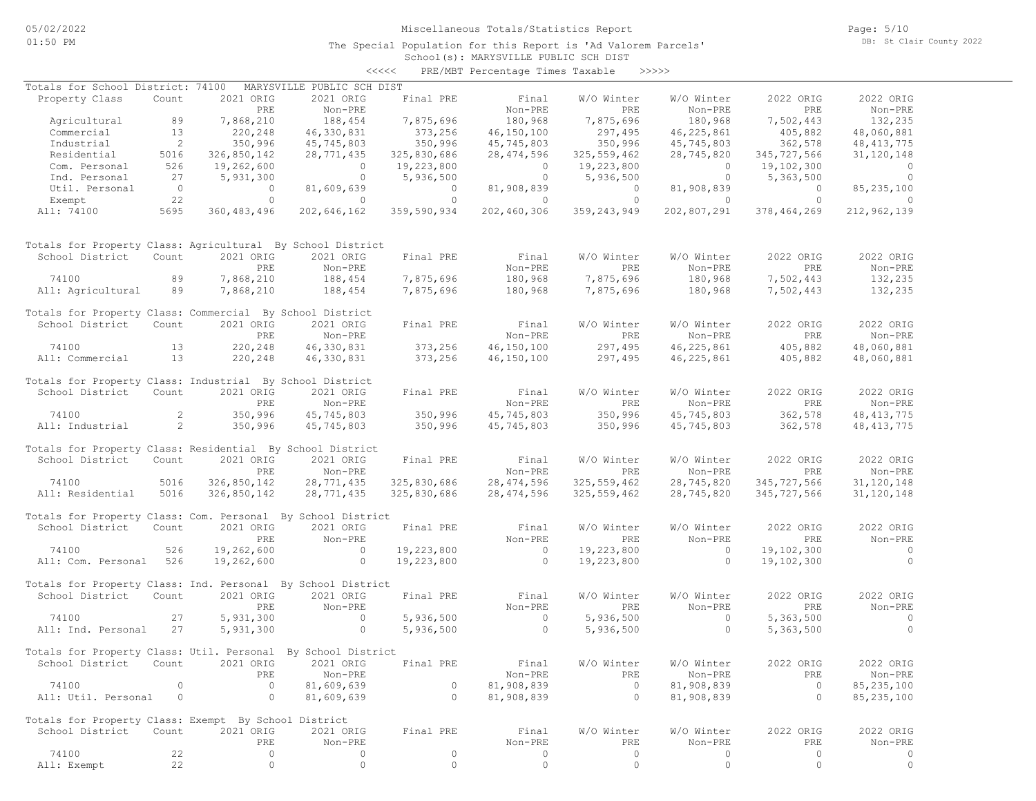Miscellaneous Totals/Statistics Report

The Special Population for this Report is 'Ad Valorem Parcels'

School(s): MARYSVILLE PUBLIC SCH DIST

<<<<< PRE/MBT Percentage Times Taxable >>>>>

05/02/2022 01:50 PM

DB: St Clair County 2022

Totals for School District: 74100 MARYSVILLE PUBLIC SCH DIST

| Property Class | Count | 2021 ORIG PRE | 2021 ORIG Non-PRE | Final PRE | Final Non-PRE | W/O Winter PRE | W/O Winter Non-PRE | 2022 ORIG PRE | 2022 ORIG Non-PRE |
|---|---|---|---|---|---|---|---|---|---|
| Agricultural | 89 | 7,868,210 | 188,454 | 7,875,696 | 180,968 | 7,875,696 | 180,968 | 7,502,443 | 132,235 |
| Commercial | 13 | 220,248 | 46,330,831 | 373,256 | 46,150,100 | 297,495 | 46,225,861 | 405,882 | 48,060,881 |
| Industrial | 2 | 350,996 | 45,745,803 | 350,996 | 45,745,803 | 350,996 | 45,745,803 | 362,578 | 48,413,775 |
| Residential | 5016 | 326,850,142 | 28,771,435 | 325,830,686 | 28,474,596 | 325,559,462 | 28,745,820 | 345,727,566 | 31,120,148 |
| Com. Personal | 526 | 19,262,600 | 0 | 19,223,800 | 0 | 19,223,800 | 0 | 19,102,300 | 0 |
| Ind. Personal | 27 | 5,931,300 | 0 | 5,936,500 | 0 | 5,936,500 | 0 | 5,363,500 | 0 |
| Util. Personal | 0 | 0 | 81,609,639 | 0 | 81,908,839 | 0 | 81,908,839 | 0 | 85,235,100 |
| Exempt | 22 | 0 | 0 | 0 | 0 | 0 | 0 | 0 | 0 |
| All: 74100 | 5695 | 360,483,496 | 202,646,162 | 359,590,934 | 202,460,306 | 359,243,949 | 202,807,291 | 378,464,269 | 212,962,139 |

Totals for Property Class: Agricultural By School District

| School District | Count | 2021 ORIG PRE | 2021 ORIG Non-PRE | Final PRE | Final Non-PRE | W/O Winter PRE | W/O Winter Non-PRE | 2022 ORIG PRE | 2022 ORIG Non-PRE |
|---|---|---|---|---|---|---|---|---|---|
| 74100 | 89 | 7,868,210 | 188,454 | 7,875,696 | 180,968 | 7,875,696 | 180,968 | 7,502,443 | 132,235 |
| All: Agricultural | 89 | 7,868,210 | 188,454 | 7,875,696 | 180,968 | 7,875,696 | 180,968 | 7,502,443 | 132,235 |

Totals for Property Class: Commercial By School District

| School District | Count | 2021 ORIG PRE | 2021 ORIG Non-PRE | Final PRE | Final Non-PRE | W/O Winter PRE | W/O Winter Non-PRE | 2022 ORIG PRE | 2022 ORIG Non-PRE |
|---|---|---|---|---|---|---|---|---|---|
| 74100 | 13 | 220,248 | 46,330,831 | 373,256 | 46,150,100 | 297,495 | 46,225,861 | 405,882 | 48,060,881 |
| All: Commercial | 13 | 220,248 | 46,330,831 | 373,256 | 46,150,100 | 297,495 | 46,225,861 | 405,882 | 48,060,881 |

Totals for Property Class: Industrial By School District

| School District | Count | 2021 ORIG PRE | 2021 ORIG Non-PRE | Final PRE | Final Non-PRE | W/O Winter PRE | W/O Winter Non-PRE | 2022 ORIG PRE | 2022 ORIG Non-PRE |
|---|---|---|---|---|---|---|---|---|---|
| 74100 | 2 | 350,996 | 45,745,803 | 350,996 | 45,745,803 | 350,996 | 45,745,803 | 362,578 | 48,413,775 |
| All: Industrial | 2 | 350,996 | 45,745,803 | 350,996 | 45,745,803 | 350,996 | 45,745,803 | 362,578 | 48,413,775 |

Totals for Property Class: Residential By School District

| School District | Count | 2021 ORIG PRE | 2021 ORIG Non-PRE | Final PRE | Final Non-PRE | W/O Winter PRE | W/O Winter Non-PRE | 2022 ORIG PRE | 2022 ORIG Non-PRE |
|---|---|---|---|---|---|---|---|---|---|
| 74100 | 5016 | 326,850,142 | 28,771,435 | 325,830,686 | 28,474,596 | 325,559,462 | 28,745,820 | 345,727,566 | 31,120,148 |
| All: Residential | 5016 | 326,850,142 | 28,771,435 | 325,830,686 | 28,474,596 | 325,559,462 | 28,745,820 | 345,727,566 | 31,120,148 |

Totals for Property Class: Com. Personal By School District

| School District | Count | 2021 ORIG PRE | 2021 ORIG Non-PRE | Final PRE | Final Non-PRE | W/O Winter PRE | W/O Winter Non-PRE | 2022 ORIG PRE | 2022 ORIG Non-PRE |
|---|---|---|---|---|---|---|---|---|---|
| 74100 | 526 | 19,262,600 | 0 | 19,223,800 | 0 | 19,223,800 | 0 | 19,102,300 | 0 |
| All: Com. Personal | 526 | 19,262,600 | 0 | 19,223,800 | 0 | 19,223,800 | 0 | 19,102,300 | 0 |

Totals for Property Class: Ind. Personal By School District

| School District | Count | 2021 ORIG PRE | 2021 ORIG Non-PRE | Final PRE | Final Non-PRE | W/O Winter PRE | W/O Winter Non-PRE | 2022 ORIG PRE | 2022 ORIG Non-PRE |
|---|---|---|---|---|---|---|---|---|---|
| 74100 | 27 | 5,931,300 | 0 | 5,936,500 | 0 | 5,936,500 | 0 | 5,363,500 | 0 |
| All: Ind. Personal | 27 | 5,931,300 | 0 | 5,936,500 | 0 | 5,936,500 | 0 | 5,363,500 | 0 |

Totals for Property Class: Util. Personal By School District

| School District | Count | 2021 ORIG PRE | 2021 ORIG Non-PRE | Final PRE | Final Non-PRE | W/O Winter PRE | W/O Winter Non-PRE | 2022 ORIG PRE | 2022 ORIG Non-PRE |
|---|---|---|---|---|---|---|---|---|---|
| 74100 | 0 | 0 | 81,609,639 | 0 | 81,908,839 | 0 | 81,908,839 | 0 | 85,235,100 |
| All: Util. Personal | 0 | 0 | 81,609,639 | 0 | 81,908,839 | 0 | 81,908,839 | 0 | 85,235,100 |

Totals for Property Class: Exempt By School District

| School District | Count | 2021 ORIG PRE | 2021 ORIG Non-PRE | Final PRE | Final Non-PRE | W/O Winter PRE | W/O Winter Non-PRE | 2022 ORIG PRE | 2022 ORIG Non-PRE |
|---|---|---|---|---|---|---|---|---|---|
| 74100 | 22 | 0 | 0 | 0 | 0 | 0 | 0 | 0 | 0 |
| All: Exempt | 22 | 0 | 0 | 0 | 0 | 0 | 0 | 0 | 0 |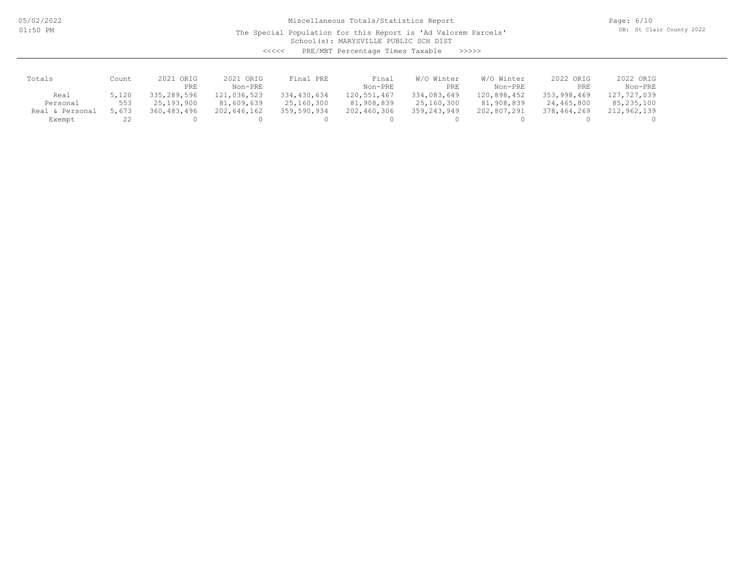Miscellaneous Totals/Statistics Report

The Special Population for this Report is 'Ad Valorem Parcels'

School(s): MARYSVILLE PUBLIC SCH DIST

<<<<< PRE/MBT Percentage Times Taxable >>>>>

| Totals | Count | 2021 ORIG PRE | 2021 ORIG Non-PRE | Final PRE | Final Non-PRE | W/O Winter PRE | W/O Winter Non-PRE | 2022 ORIG PRE | 2022 ORIG Non-PRE |
|---|---|---|---|---|---|---|---|---|---|
| Real | 5,120 | 335,289,596 | 121,036,523 | 334,430,634 | 120,551,467 | 334,083,649 | 120,898,452 | 353,998,469 | 127,727,039 |
| Personal | 553 | 25,193,900 | 81,609,639 | 25,160,300 | 81,908,839 | 25,160,300 | 81,908,839 | 24,465,800 | 85,235,100 |
| Real & Personal | 5,673 | 360,483,496 | 202,646,162 | 359,590,934 | 202,460,306 | 359,243,949 | 202,807,291 | 378,464,269 | 212,962,139 |
| Exempt | 22 | 0 | 0 | 0 | 0 | 0 | 0 | 0 | 0 |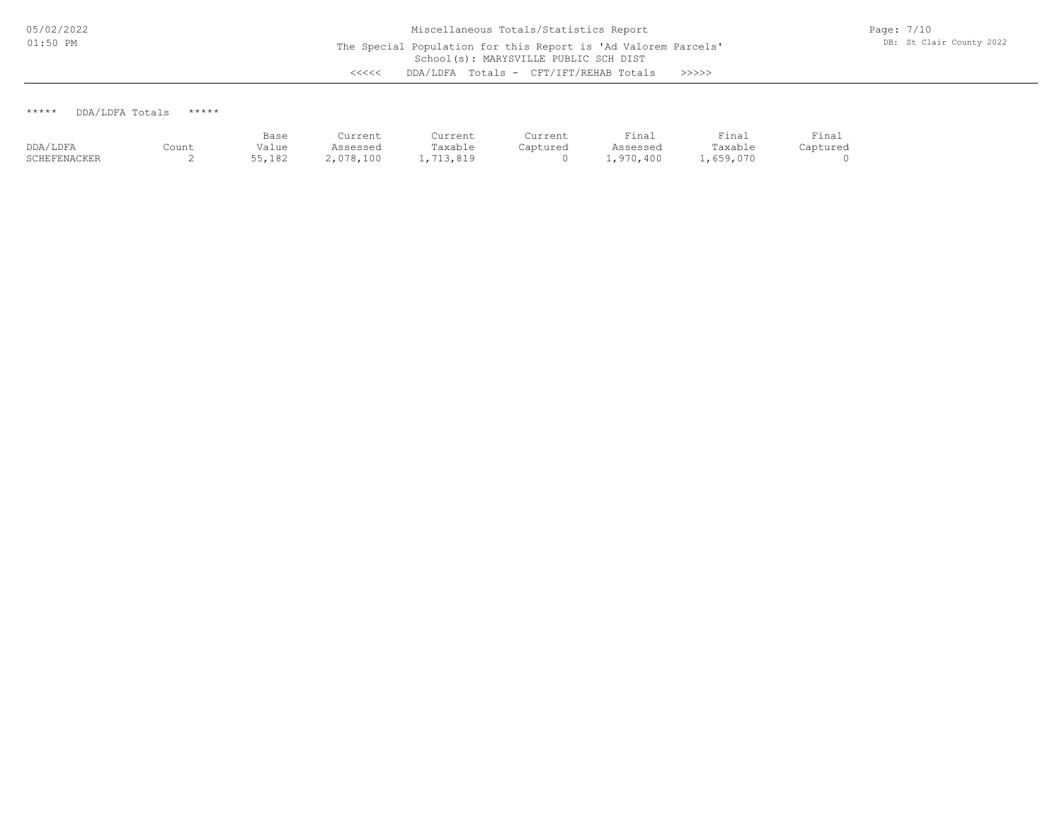Miscellaneous Totals/Statistics Report

The Special Population for this Report is 'Ad Valorem Parcels'

School(s): MARYSVILLE PUBLIC SCH DIST

<<<<< DDA/LDFA Totals - CFT/IFT/REHAB Totals >>>>>

***** DDA/LDFA Totals *****

| DDA/LDFA | Count | Base Value | Current Assessed | Current Taxable | Current Captured | Final Assessed | Final Taxable | Final Captured |
|---|---|---|---|---|---|---|---|---|
| SCHEFENACKER | 2 | 55,182 | 2,078,100 | 1,713,819 | 0 | 1,970,400 | 1,659,070 | 0 |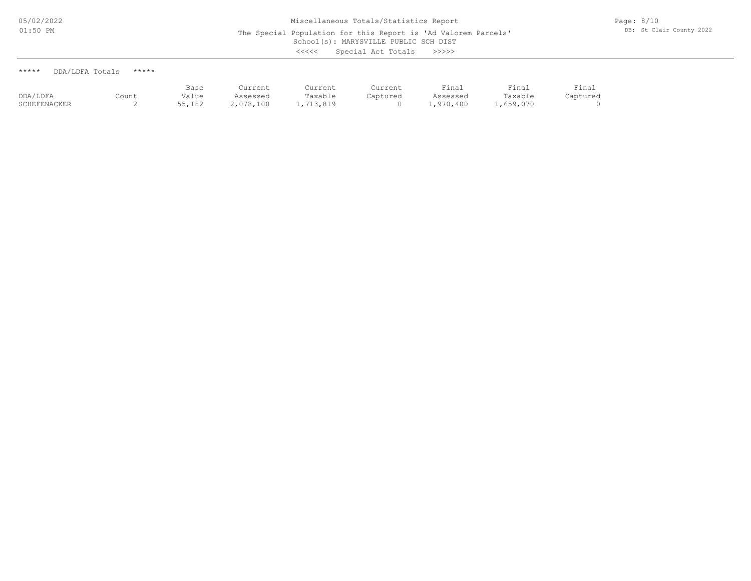Miscellaneous Totals/Statistics Report

The Special Population for this Report is 'Ad Valorem Parcels'

School(s): MARYSVILLE PUBLIC SCH DIST

<<<<< Special Act Totals >>>>>

***** DDA/LDFA Totals *****

| DDA/LDFA | Count | Base Value | Current Assessed | Current Taxable | Current Captured | Final Assessed | Final Taxable | Final Captured |
|---|---|---|---|---|---|---|---|---|
| SCHEFENACKER | 2 | 55,182 | 2,078,100 | 1,713,819 | 0 | 1,970,400 | 1,659,070 | 0 |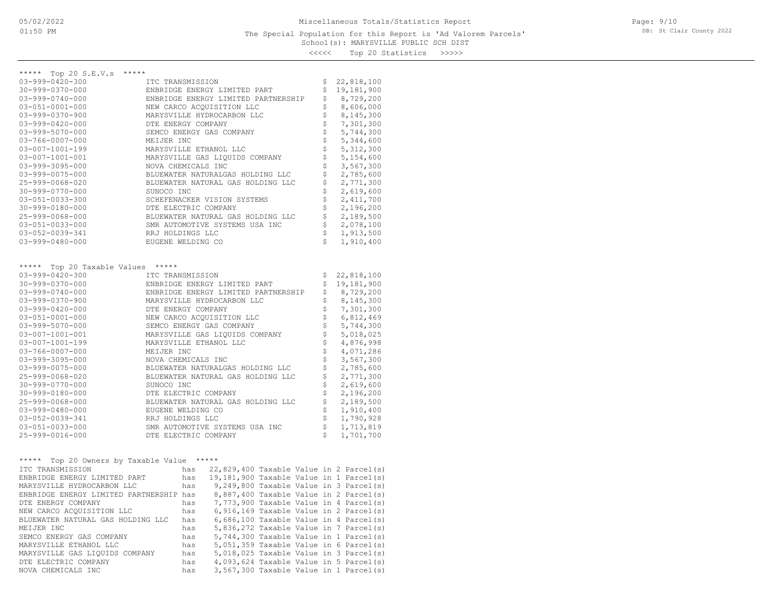# Miscellaneous Totals/Statistics Report

The Special Population for this Report is 'Ad Valorem Parcels'

School(s): MARYSVILLE PUBLIC SCH DIST

<<<<< Top 20 Statistics >>>>>

## ***** Top 20 S.E.V.s *****

| Parcel | Owner | S.E.V. |
|---|---|---|
| 03-999-0420-300 | ITC TRANSMISSION | $ 22,818,100 |
| 30-999-0370-000 | ENBRIDGE ENERGY LIMITED PART | $ 19,181,900 |
| 03-999-0740-000 | ENBRIDGE ENERGY LIMITED PARTNERSHIP | $ 8,729,200 |
| 03-051-0001-000 | NEW CARCO ACQUISITION LLC | $ 8,606,000 |
| 03-999-0370-900 | MARYSVILLE HYDROCARBON LLC | $ 8,145,300 |
| 03-999-0420-000 | DTE ENERGY COMPANY | $ 7,301,300 |
| 03-999-5070-000 | SEMCO ENERGY GAS COMPANY | $ 5,744,300 |
| 03-766-0007-000 | MEIJER INC | $ 5,344,600 |
| 03-007-1001-199 | MARYSVILLE ETHANOL LLC | $ 5,312,300 |
| 03-007-1001-001 | MARYSVILLE GAS LIQUIDS COMPANY | $ 5,154,600 |
| 03-999-3095-000 | NOVA CHEMICALS INC | $ 3,567,300 |
| 03-999-0075-000 | BLUEWATER NATURALGAS HOLDING LLC | $ 2,785,600 |
| 25-999-0068-020 | BLUEWATER NATURAL GAS HOLDING LLC | $ 2,771,300 |
| 30-999-0770-000 | SUNOCO INC | $ 2,619,600 |
| 03-051-0033-300 | SCHEFENACKER VISION SYSTEMS | $ 2,411,700 |
| 30-999-0180-000 | DTE ELECTRIC COMPANY | $ 2,196,200 |
| 25-999-0068-000 | BLUEWATER NATURAL GAS HOLDING LLC | $ 2,189,500 |
| 03-051-0033-000 | SMR AUTOMOTIVE SYSTEMS USA INC | $ 2,078,100 |
| 03-052-0039-341 | RRJ HOLDINGS LLC | $ 1,913,500 |
| 03-999-0480-000 | EUGENE WELDING CO | $ 1,910,400 |

## ***** Top 20 Taxable Values *****

| Parcel | Owner | Taxable Value |
|---|---|---|
| 03-999-0420-300 | ITC TRANSMISSION | $ 22,818,100 |
| 30-999-0370-000 | ENBRIDGE ENERGY LIMITED PART | $ 19,181,900 |
| 03-999-0740-000 | ENBRIDGE ENERGY LIMITED PARTNERSHIP | $ 8,729,200 |
| 03-999-0370-900 | MARYSVILLE HYDROCARBON LLC | $ 8,145,300 |
| 03-999-0420-000 | DTE ENERGY COMPANY | $ 7,301,300 |
| 03-051-0001-000 | NEW CARCO ACQUISITION LLC | $ 6,812,469 |
| 03-999-5070-000 | SEMCO ENERGY GAS COMPANY | $ 5,744,300 |
| 03-007-1001-001 | MARYSVILLE GAS LIQUIDS COMPANY | $ 5,018,025 |
| 03-007-1001-199 | MARYSVILLE ETHANOL LLC | $ 4,876,998 |
| 03-766-0007-000 | MEIJER INC | $ 4,071,286 |
| 03-999-3095-000 | NOVA CHEMICALS INC | $ 3,567,300 |
| 03-999-0075-000 | BLUEWATER NATURALGAS HOLDING LLC | $ 2,785,600 |
| 25-999-0068-020 | BLUEWATER NATURAL GAS HOLDING LLC | $ 2,771,300 |
| 30-999-0770-000 | SUNOCO INC | $ 2,619,600 |
| 30-999-0180-000 | DTE ELECTRIC COMPANY | $ 2,196,200 |
| 25-999-0068-000 | BLUEWATER NATURAL GAS HOLDING LLC | $ 2,189,500 |
| 03-999-0480-000 | EUGENE WELDING CO | $ 1,910,400 |
| 03-052-0039-341 | RRJ HOLDINGS LLC | $ 1,790,928 |
| 03-051-0033-000 | SMR AUTOMOTIVE SYSTEMS USA INC | $ 1,713,819 |
| 25-999-0016-000 | DTE ELECTRIC COMPANY | $ 1,701,700 |

## ***** Top 20 Owners by Taxable Value *****

| Owner | Taxable Value | Parcel(s) |
|---|---|---|
| ITC TRANSMISSION | has 22,829,400 Taxable Value | in 2 Parcel(s) |
| ENBRIDGE ENERGY LIMITED PART | has 19,181,900 Taxable Value | in 1 Parcel(s) |
| MARYSVILLE HYDROCARBON LLC | has 9,249,800 Taxable Value | in 3 Parcel(s) |
| ENBRIDGE ENERGY LIMITED PARTNERSHIP | has 8,887,400 Taxable Value | in 2 Parcel(s) |
| DTE ENERGY COMPANY | has 7,773,900 Taxable Value | in 4 Parcel(s) |
| NEW CARCO ACQUISITION LLC | has 6,916,169 Taxable Value | in 2 Parcel(s) |
| BLUEWATER NATURAL GAS HOLDING LLC | has 6,686,100 Taxable Value | in 4 Parcel(s) |
| MEIJER INC | has 5,836,272 Taxable Value | in 7 Parcel(s) |
| SEMCO ENERGY GAS COMPANY | has 5,744,300 Taxable Value | in 1 Parcel(s) |
| MARYSVILLE ETHANOL LLC | has 5,051,359 Taxable Value | in 6 Parcel(s) |
| MARYSVILLE GAS LIQUIDS COMPANY | has 5,018,025 Taxable Value | in 3 Parcel(s) |
| DTE ELECTRIC COMPANY | has 4,093,624 Taxable Value | in 5 Parcel(s) |
| NOVA CHEMICALS INC | has 3,567,300 Taxable Value | in 1 Parcel(s) |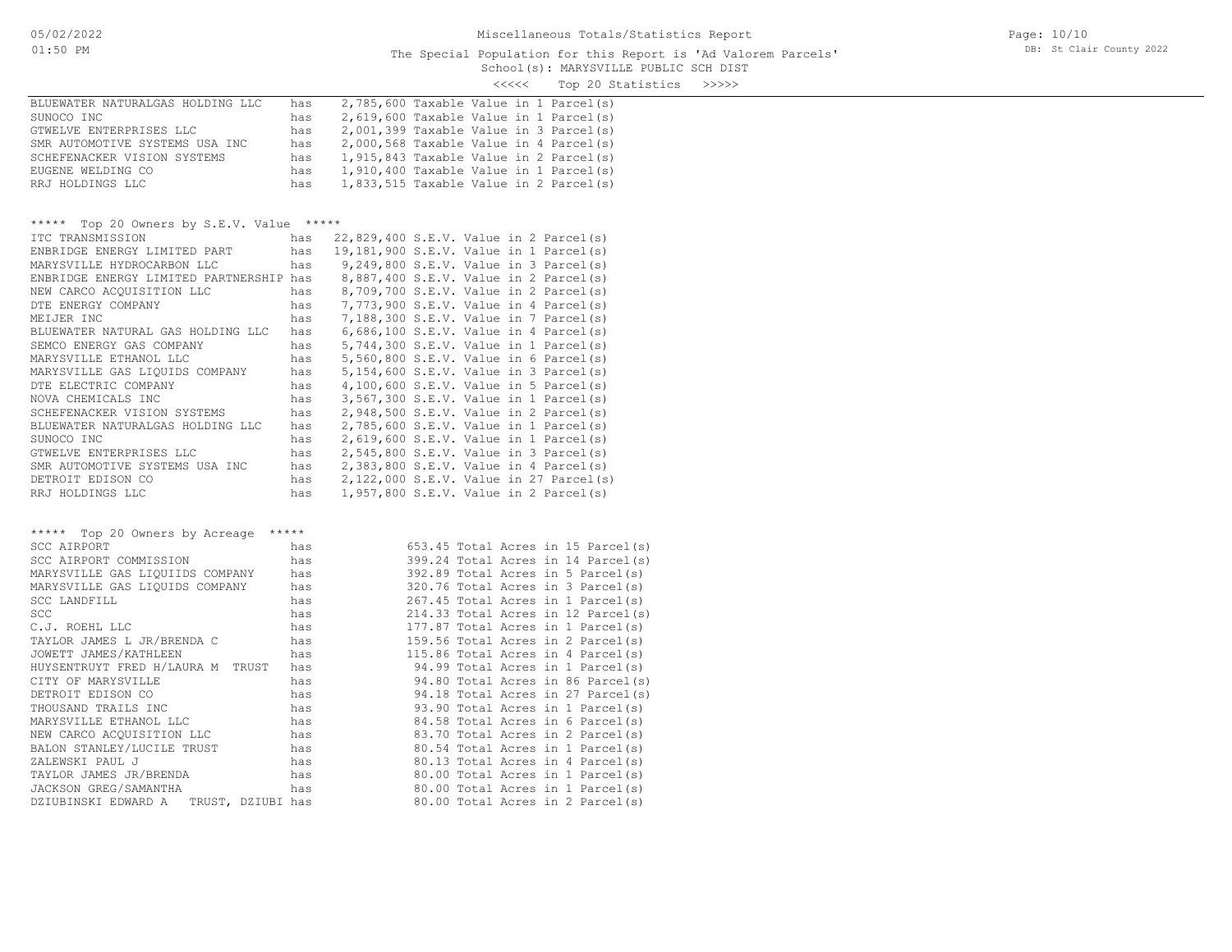| | | |
|---|---|---|
| BLUEWATER NATURALGAS HOLDING LLC | has | 2,785,600 Taxable Value in 1 Parcel(s) |
| SUNOCO INC | has | 2,619,600 Taxable Value in 1 Parcel(s) |
| GTWELVE ENTERPRISES LLC | has | 2,001,399 Taxable Value in 3 Parcel(s) |
| SMR AUTOMOTIVE SYSTEMS USA INC | has | 2,000,568 Taxable Value in 4 Parcel(s) |
| SCHEFENACKER VISION SYSTEMS | has | 1,915,843 Taxable Value in 2 Parcel(s) |
| EUGENE WELDING CO | has | 1,910,400 Taxable Value in 1 Parcel(s) |
| RRJ HOLDINGS LLC | has | 1,833,515 Taxable Value in 2 Parcel(s) |

## ***** Top 20 Owners by S.E.V. Value *****

| | | |
|---|---|---|
| ITC TRANSMISSION | has | 22,829,400 S.E.V. Value in 2 Parcel(s) |
| ENBRIDGE ENERGY LIMITED PART | has | 19,181,900 S.E.V. Value in 1 Parcel(s) |
| MARYSVILLE HYDROCARBON LLC | has | 9,249,800 S.E.V. Value in 3 Parcel(s) |
| ENBRIDGE ENERGY LIMITED PARTNERSHIP | has | 8,887,400 S.E.V. Value in 2 Parcel(s) |
| NEW CARCO ACQUISITION LLC | has | 8,709,700 S.E.V. Value in 2 Parcel(s) |
| DTE ENERGY COMPANY | has | 7,773,900 S.E.V. Value in 4 Parcel(s) |
| MEIJER INC | has | 7,188,300 S.E.V. Value in 7 Parcel(s) |
| BLUEWATER NATURAL GAS HOLDING LLC | has | 6,686,100 S.E.V. Value in 4 Parcel(s) |
| SEMCO ENERGY GAS COMPANY | has | 5,744,300 S.E.V. Value in 1 Parcel(s) |
| MARYSVILLE ETHANOL LLC | has | 5,560,800 S.E.V. Value in 6 Parcel(s) |
| MARYSVILLE GAS LIQUIDS COMPANY | has | 5,154,600 S.E.V. Value in 3 Parcel(s) |
| DTE ELECTRIC COMPANY | has | 4,100,600 S.E.V. Value in 5 Parcel(s) |
| NOVA CHEMICALS INC | has | 3,567,300 S.E.V. Value in 1 Parcel(s) |
| SCHEFENACKER VISION SYSTEMS | has | 2,948,500 S.E.V. Value in 2 Parcel(s) |
| BLUEWATER NATURALGAS HOLDING LLC | has | 2,785,600 S.E.V. Value in 1 Parcel(s) |
| SUNOCO INC | has | 2,619,600 S.E.V. Value in 1 Parcel(s) |
| GTWELVE ENTERPRISES LLC | has | 2,545,800 S.E.V. Value in 3 Parcel(s) |
| SMR AUTOMOTIVE SYSTEMS USA INC | has | 2,383,800 S.E.V. Value in 4 Parcel(s) |
| DETROIT EDISON CO | has | 2,122,000 S.E.V. Value in 27 Parcel(s) |
| RRJ HOLDINGS LLC | has | 1,957,800 S.E.V. Value in 2 Parcel(s) |

## ***** Top 20 Owners by Acreage *****

| | | |
|---|---|---|
| SCC AIRPORT | has | 653.45 Total Acres in 15 Parcel(s) |
| SCC AIRPORT COMMISSION | has | 399.24 Total Acres in 14 Parcel(s) |
| MARYSVILLE GAS LIQUIIDS COMPANY | has | 392.89 Total Acres in 5 Parcel(s) |
| MARYSVILLE GAS LIQUIDS COMPANY | has | 320.76 Total Acres in 3 Parcel(s) |
| SCC LANDFILL | has | 267.45 Total Acres in 1 Parcel(s) |
| SCC | has | 214.33 Total Acres in 12 Parcel(s) |
| C.J. ROEHL LLC | has | 177.87 Total Acres in 1 Parcel(s) |
| TAYLOR JAMES L JR/BRENDA C | has | 159.56 Total Acres in 2 Parcel(s) |
| JOWETT JAMES/KATHLEEN | has | 115.86 Total Acres in 4 Parcel(s) |
| HUYSENTRUYT FRED H/LAURA M TRUST | has | 94.99 Total Acres in 1 Parcel(s) |
| CITY OF MARYSVILLE | has | 94.80 Total Acres in 86 Parcel(s) |
| DETROIT EDISON CO | has | 94.18 Total Acres in 27 Parcel(s) |
| THOUSAND TRAILS INC | has | 93.90 Total Acres in 1 Parcel(s) |
| MARYSVILLE ETHANOL LLC | has | 84.58 Total Acres in 6 Parcel(s) |
| NEW CARCO ACQUISITION LLC | has | 83.70 Total Acres in 2 Parcel(s) |
| BALON STANLEY/LUCILE TRUST | has | 80.54 Total Acres in 1 Parcel(s) |
| ZALEWSKI PAUL J | has | 80.13 Total Acres in 4 Parcel(s) |
| TAYLOR JAMES JR/BRENDA | has | 80.00 Total Acres in 1 Parcel(s) |
| JACKSON GREG/SAMANTHA | has | 80.00 Total Acres in 1 Parcel(s) |
| DZIUBINSKI EDWARD A TRUST, DZIUBI | has | 80.00 Total Acres in 2 Parcel(s) |